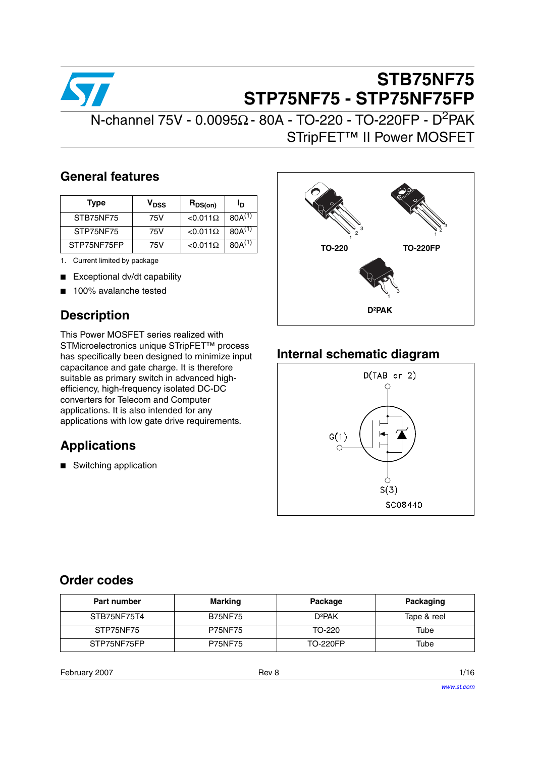# STB75NF75
# STP75NF75 - STP75NF75FP

N-channel 75V - 0.0095Ω - 80A - TO-220 - TO-220FP - $D^2PAK$
STripFET™ II Power MOSFET

## General features

| Type | $V_{DSS}$ | $R_{DS(on)}$ | $I_D$ |
|---|---|---|---|
| STB75NF75 | 75V | <0.011Ω | 80A(1) |
| STP75NF75 | 75V | <0.011Ω | 80A(1) |
| STP75NF75FP | 75V | <0.011Ω | 80A(1) |

1. Current limited by package

- Exceptional dv/dt capability
- 100% avalanche tested

TO-220    TO-220FP    D²PAK

## Description

This Power MOSFET series realized with STMicroelectronics unique STripFET™ process has specifically been designed to minimize input capacitance and gate charge. It is therefore suitable as primary switch in advanced high-efficiency, high-frequency isolated DC-DC converters for Telecom and Computer applications. It is also intended for any applications with low gate drive requirements.

## Applications

- Switching application

## Internal schematic diagram

D(TAB or 2)
G(1)
S(3)
SC08440

## Order codes

| Part number | Marking | Package | Packaging |
|---|---|---|---|
| STB75NF75T4 | B75NF75 | D²PAK | Tape & reel |
| STP75NF75 | P75NF75 | TO-220 | Tube |
| STP75NF75FP | P75NF75 | TO-220FP | Tube |

February 2007    Rev 8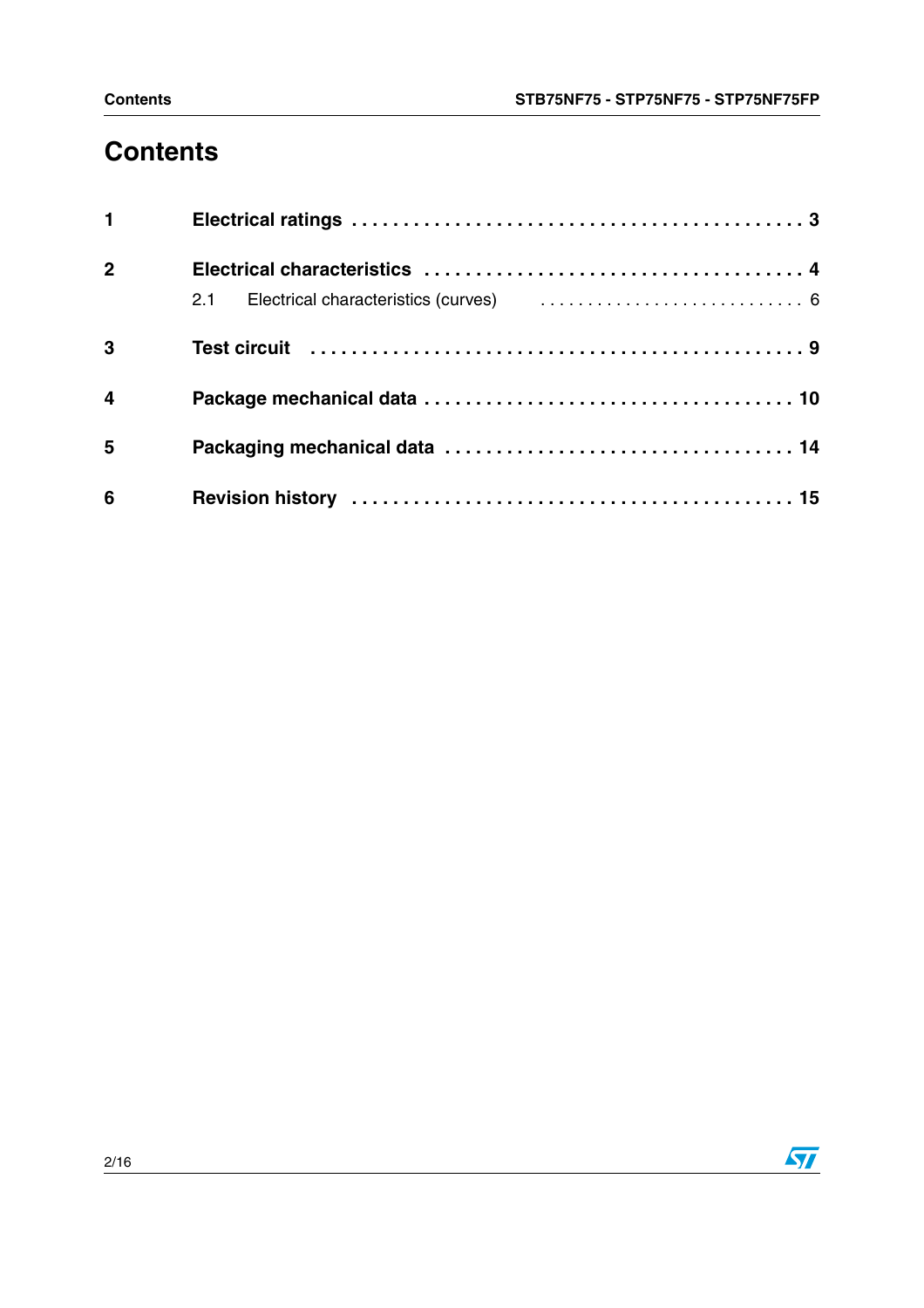# Contents

| | | |
|---|---|---|
| **1** | **Electrical ratings** | **3** |
| **2** | **Electrical characteristics** | **4** |
| | 2.1 Electrical characteristics (curves) | 6 |
| **3** | **Test circuit** | **9** |
| **4** | **Package mechanical data** | **10** |
| **5** | **Packaging mechanical data** | **14** |
| **6** | **Revision history** | **15** |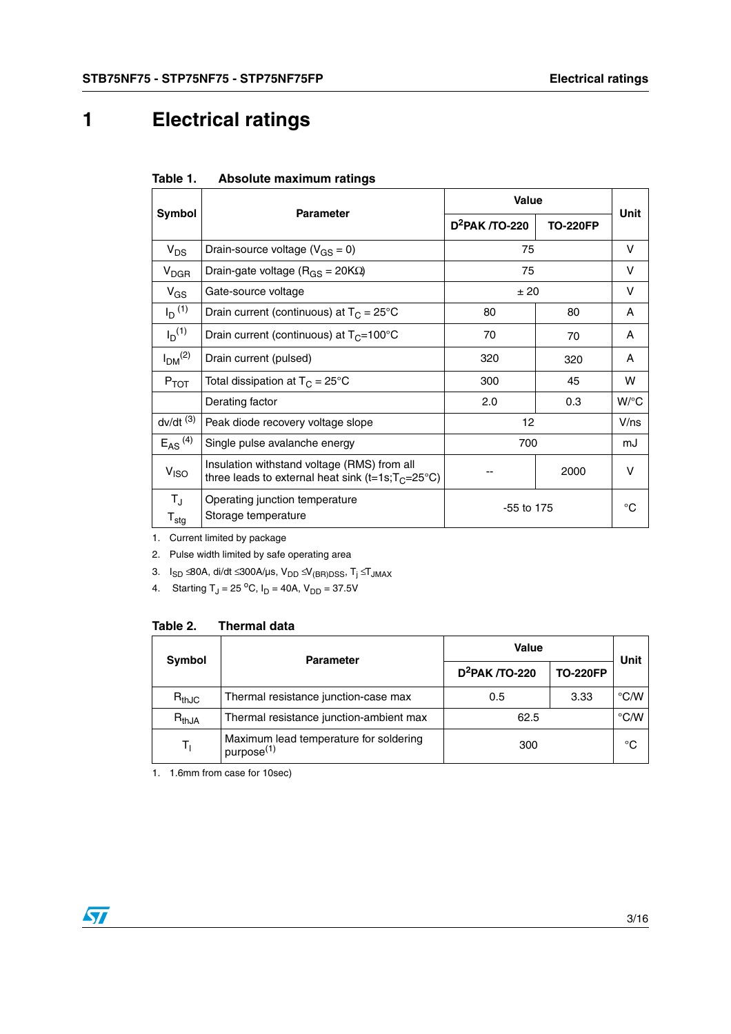# 1 Electrical ratings

**Table 1. Absolute maximum ratings**

| Symbol | Parameter | Value | | Unit |
|---|---|---|---|---|
| | | $D^2PAK$ /TO-220 | TO-220FP | |
| $V_{DS}$ | Drain-source voltage ($V_{GS}$ = 0) | 75 | | V |
| $V_{DGR}$ | Drain-gate voltage ($R_{GS}$ = 20KΩ) | 75 | | V |
| $V_{GS}$ | Gate-source voltage | ± 20 | | V |
| $I_D$ [1] | Drain current (continuous) at $T_C$ = 25°C | 80 | 80 | A |
| $I_D$ [1] | Drain current (continuous) at $T_C$=100°C | 70 | 70 | A |
| $I_{DM}$ [2] | Drain current (pulsed) | 320 | 320 | A |
| $P_{TOT}$ | Total dissipation at $T_C$ = 25°C | 300 | 45 | W |
| | Derating factor | 2.0 | 0.3 | W/°C |
| dv/dt [3] | Peak diode recovery voltage slope | 12 | | V/ns |
| $E_{AS}$ [4] | Single pulse avalanche energy | 700 | | mJ |
| $V_{ISO}$ | Insulation withstand voltage (RMS) from all three leads to external heat sink (t=1s;$T_C$=25°C) | -- | 2000 | V |
| $T_J$<br>$T_{stg}$ | Operating junction temperature<br>Storage temperature | -55 to 175 | | °C |

1. Current limited by package
2. Pulse width limited by safe operating area
3. $I_{SD}$ ≤80A, di/dt ≤300A/µs, $V_{DD}$ ≤$V_{(BR)DSS}$, $T_j$ ≤$T_{JMAX}$
4. Starting $T_J$ = 25 °C, $I_D$ = 40A, $V_{DD}$ = 37.5V

**Table 2. Thermal data**

| Symbol | Parameter | Value | | Unit |
|---|---|---|---|---|
| | | $D^2PAK$ /TO-220 | TO-220FP | |
| $R_{thJC}$ | Thermal resistance junction-case max | 0.5 | 3.33 | °C/W |
| $R_{thJA}$ | Thermal resistance junction-ambient max | 62.5 | | °C/W |
| $T_l$ | Maximum lead temperature for soldering purpose[1] | 300 | | °C |

1. 1.6mm from case for 10sec)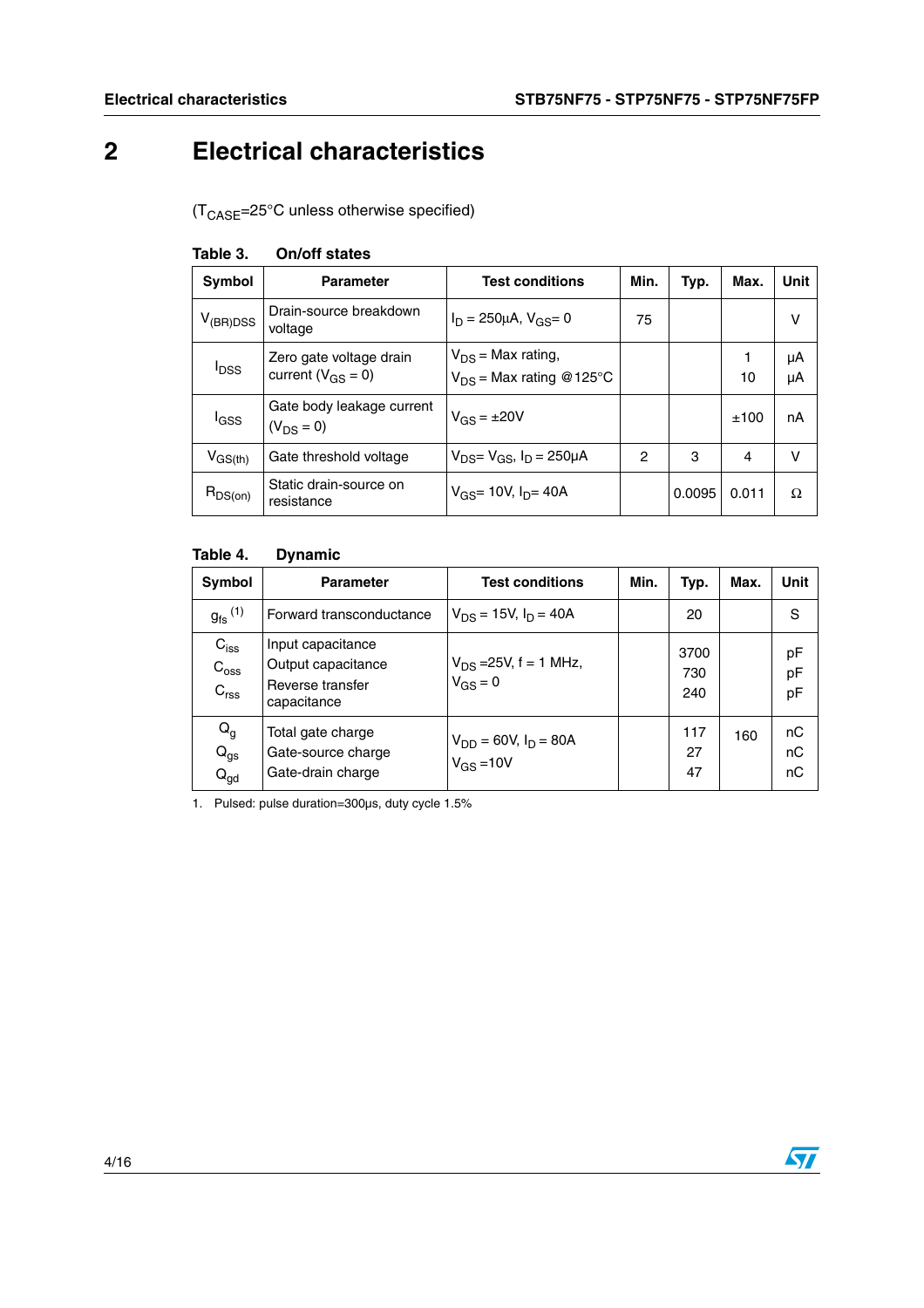# 2 Electrical characteristics

($T_{CASE}$=25°C unless otherwise specified)

**Table 3. On/off states**

| Symbol | Parameter | Test conditions | Min. | Typ. | Max. | Unit |
|---|---|---|---|---|---|---|
| $V_{(BR)DSS}$ | Drain-source breakdown voltage | $I_D$ = 250µA, $V_{GS}$= 0 | 75 | | | V |
| $I_{DSS}$ | Zero gate voltage drain current ($V_{GS}$ = 0) | $V_{DS}$ = Max rating,<br>$V_{DS}$ = Max rating @125°C | | | 1<br>10 | µA<br>µA |
| $I_{GSS}$ | Gate body leakage current ($V_{DS}$ = 0) | $V_{GS}$ = ±20V | | | ±100 | nA |
| $V_{GS(th)}$ | Gate threshold voltage | $V_{DS}$= $V_{GS}$, $I_D$ = 250µA | 2 | 3 | 4 | V |
| $R_{DS(on)}$ | Static drain-source on resistance | $V_{GS}$= 10V, $I_D$= 40A | | 0.0095 | 0.011 | Ω |

**Table 4. Dynamic**

| Symbol | Parameter | Test conditions | Min. | Typ. | Max. | Unit |
|---|---|---|---|---|---|---|
| $g_{fs}$ (1) | Forward transconductance | $V_{DS}$ = 15V, $I_D$ = 40A | | 20 | | S |
| $C_{iss}$<br>$C_{oss}$<br>$C_{rss}$ | Input capacitance<br>Output capacitance<br>Reverse transfer capacitance | $V_{DS}$ =25V, f = 1 MHz,<br>$V_{GS}$ = 0 | | 3700<br>730<br>240 | | pF<br>pF<br>pF |
| $Q_g$<br>$Q_{gs}$<br>$Q_{gd}$ | Total gate charge<br>Gate-source charge<br>Gate-drain charge | $V_{DD}$ = 60V, $I_D$ = 80A<br>$V_{GS}$ =10V | | 117<br>27<br>47 | 160 | nC<br>nC<br>nC |

1. Pulsed: pulse duration=300µs, duty cycle 1.5%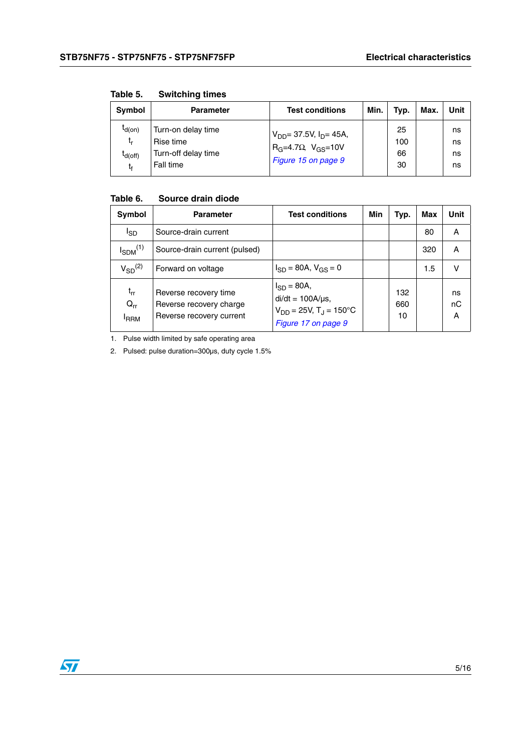**Table 5. Switching times**

| Symbol | Parameter | Test conditions | Min. | Typ. | Max. | Unit |
|---|---|---|---|---|---|---|
| $t_{d(on)}$<br>$t_r$<br>$t_{d(off)}$<br>$t_f$ | Turn-on delay time<br>Rise time<br>Turn-off delay time<br>Fall time | $V_{DD}$= 37.5V, $I_D$= 45A,<br>$R_G$=4.7Ω, $V_{GS}$=10V<br>*Figure 15 on page 9* | | 25<br>100<br>66<br>30 | | ns<br>ns<br>ns<br>ns |

**Table 6. Source drain diode**

| Symbol | Parameter | Test conditions | Min | Typ. | Max | Unit |
|---|---|---|---|---|---|---|
| $I_{SD}$ | Source-drain current | | | | 80 | A |
| $I_{SDM}$[1] | Source-drain current (pulsed) | | | | 320 | A |
| $V_{SD}$[2] | Forward on voltage | $I_{SD}$ = 80A, $V_{GS}$ = 0 | | | 1.5 | V |
| $t_{rr}$<br>$Q_{rr}$<br>$I_{RRM}$ | Reverse recovery time<br>Reverse recovery charge<br>Reverse recovery current | $I_{SD}$ = 80A,<br>di/dt = 100A/µs,<br>$V_{DD}$ = 25V, $T_J$ = 150°C<br>*Figure 17 on page 9* | | 132<br>660<br>10 | | ns<br>nC<br>A |

1. Pulse width limited by safe operating area
2. Pulsed: pulse duration=300µs, duty cycle 1.5%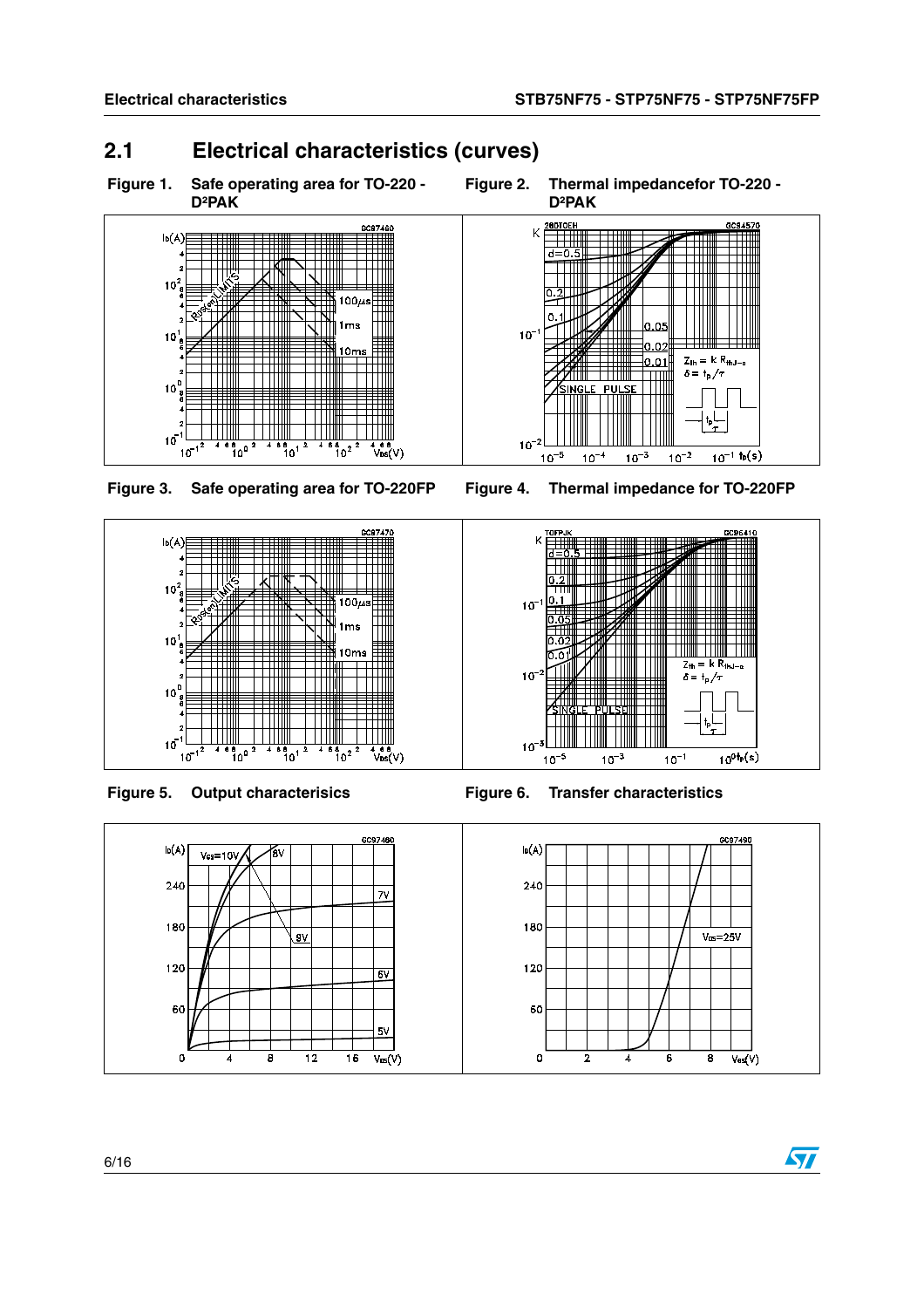## 2.1 Electrical characteristics (curves)

**Figure 1. Safe operating area for TO-220 - D²PAK**

**Figure 2. Thermal impedancefor TO-220 - D²PAK**

**Figure 3. Safe operating area for TO-220FP**

**Figure 4. Thermal impedance for TO-220FP**

**Figure 5. Output characterisics**

**Figure 6. Transfer characteristics**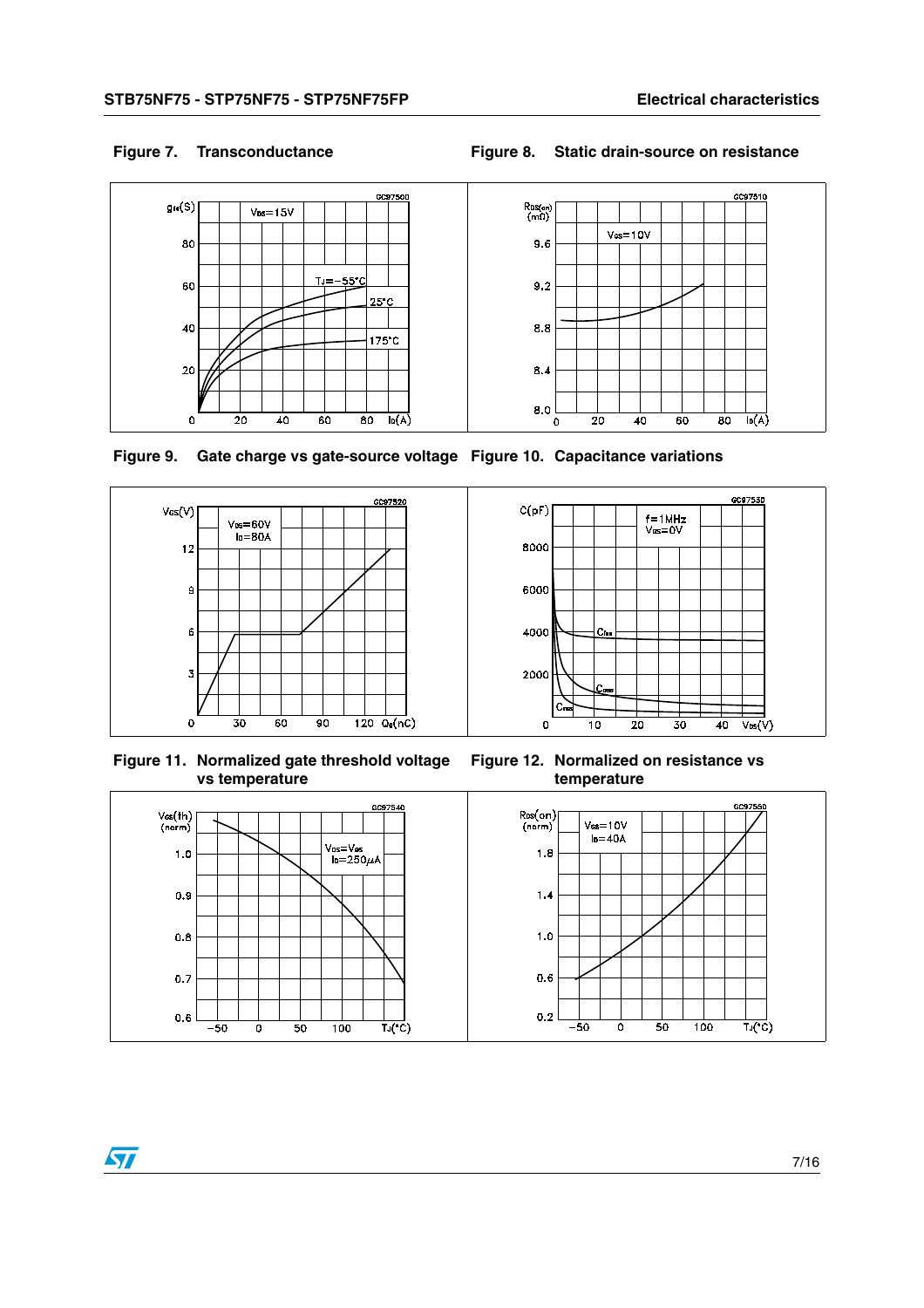Figure 7. Transconductance

Figure 8. Static drain-source on resistance

Figure 9. Gate charge vs gate-source voltage

Figure 10. Capacitance variations

Figure 11. Normalized gate threshold voltage vs temperature

Figure 12. Normalized on resistance vs temperature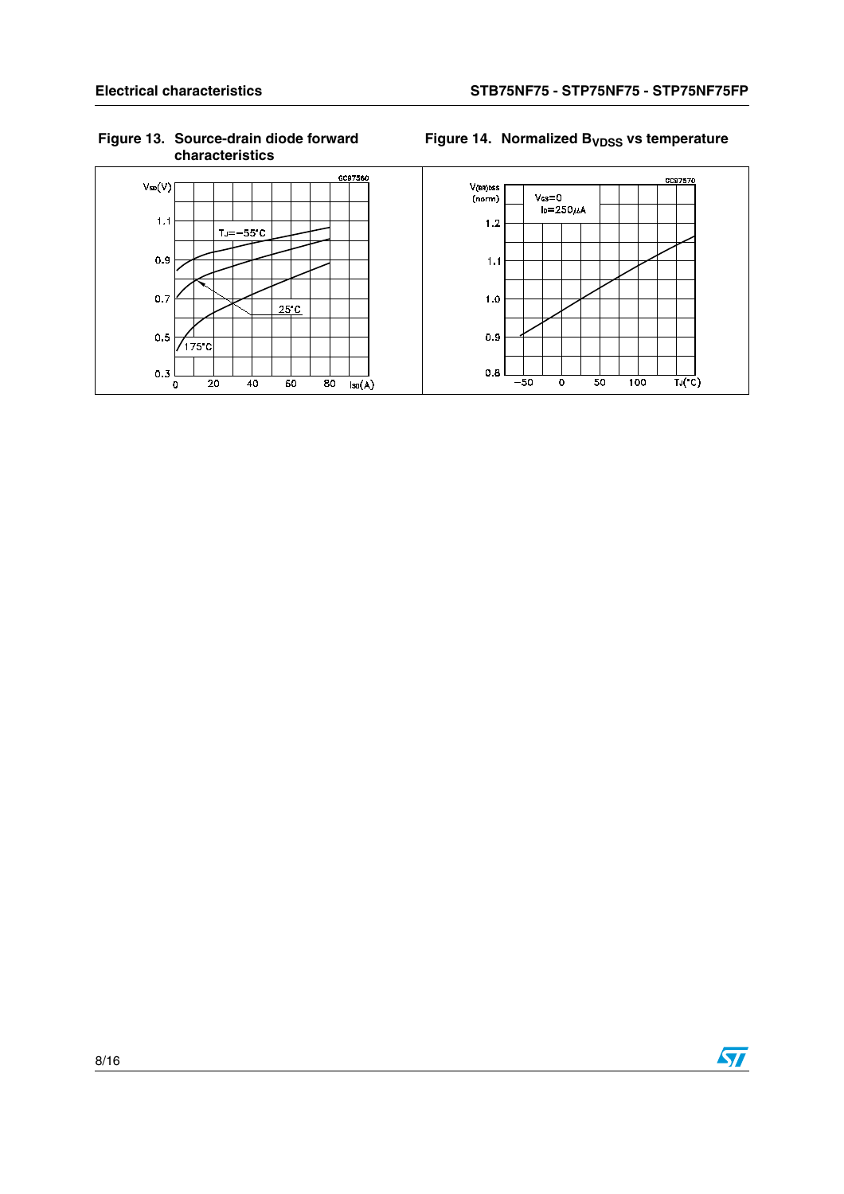**Figure 13. Source-drain diode forward characteristics**

**Figure 14. Normalized $B_{VDSS}$ vs temperature**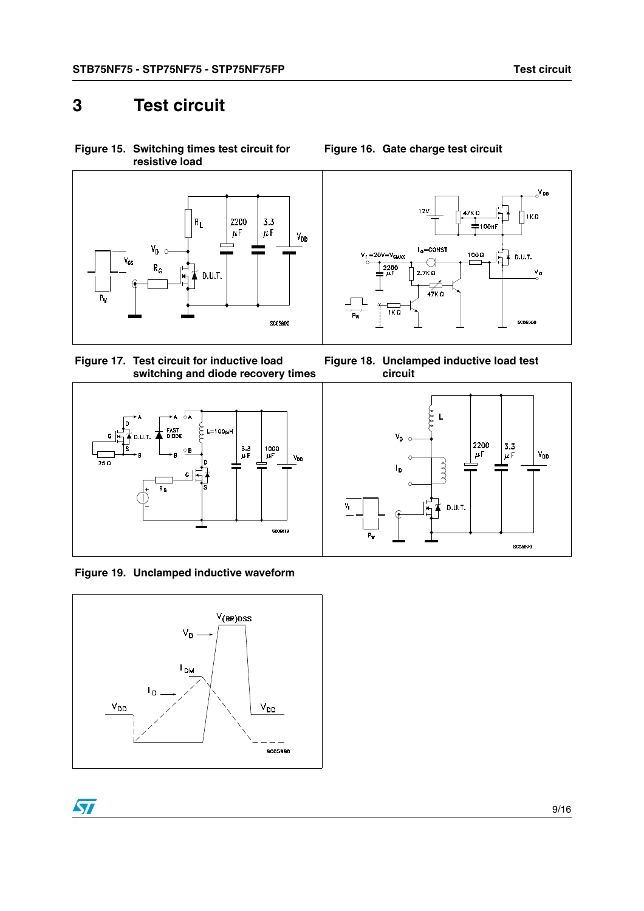# 3 Test circuit

**Figure 15. Switching times test circuit for resistive load**

**Figure 16. Gate charge test circuit**

**Figure 17. Test circuit for inductive load switching and diode recovery times**

**Figure 18. Unclamped inductive load test circuit**

**Figure 19. Unclamped inductive waveform**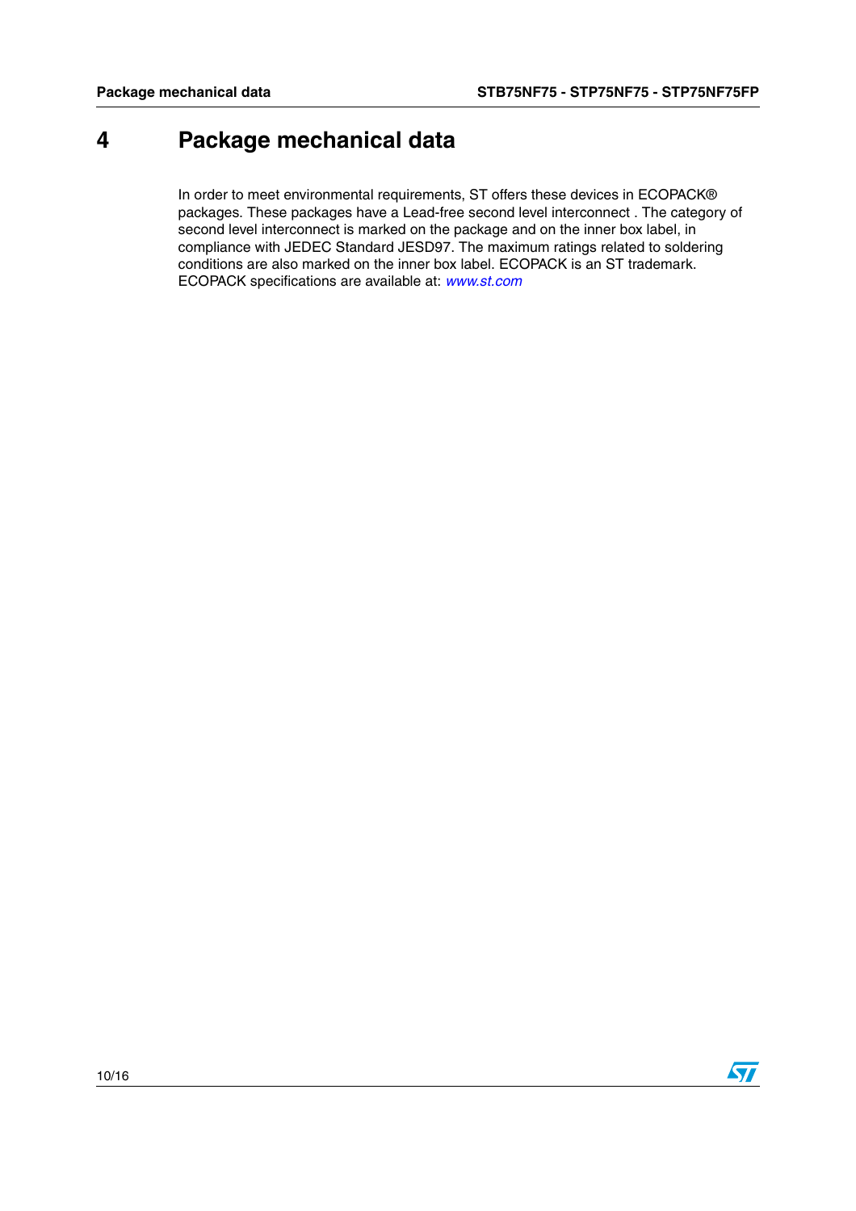# 4 Package mechanical data

In order to meet environmental requirements, ST offers these devices in ECOPACK® packages. These packages have a Lead-free second level interconnect . The category of second level interconnect is marked on the package and on the inner box label, in compliance with JEDEC Standard JESD97. The maximum ratings related to soldering conditions are also marked on the inner box label. ECOPACK is an ST trademark. ECOPACK specifications are available at: *www.st.com*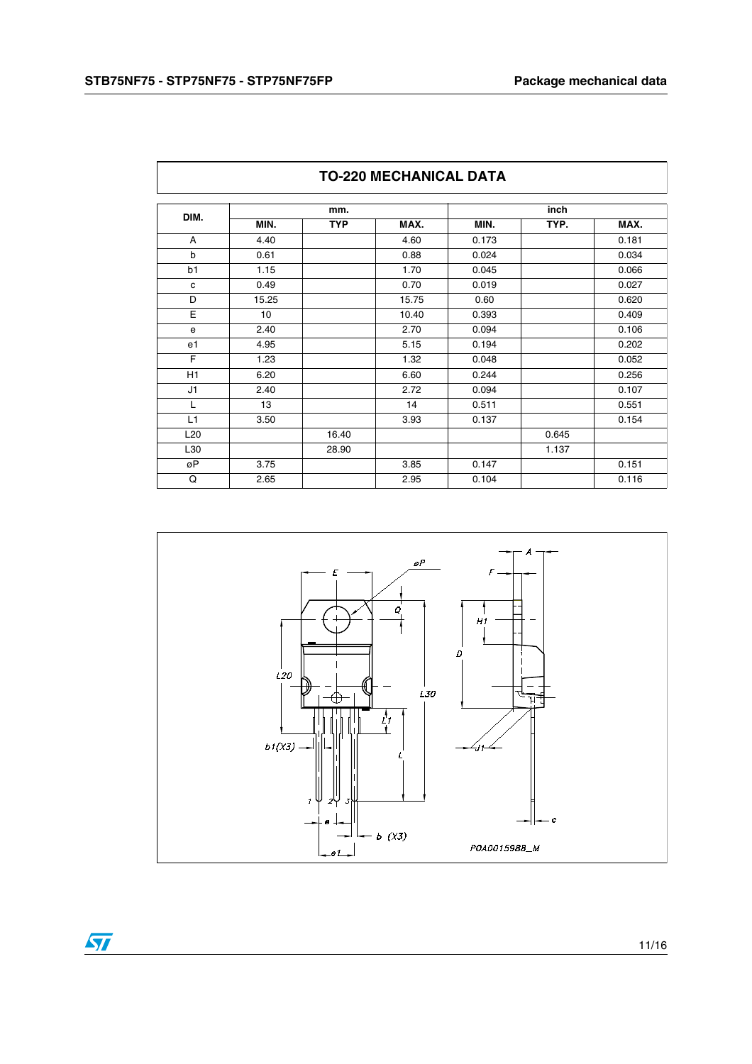## TO-220 MECHANICAL DATA

| DIM. | mm. | | | inch | | |
|---|---|---|---|---|---|---|
| | MIN. | TYP | MAX. | MIN. | TYP. | MAX. |
| A | 4.40 | | 4.60 | 0.173 | | 0.181 |
| b | 0.61 | | 0.88 | 0.024 | | 0.034 |
| b1 | 1.15 | | 1.70 | 0.045 | | 0.066 |
| c | 0.49 | | 0.70 | 0.019 | | 0.027 |
| D | 15.25 | | 15.75 | 0.60 | | 0.620 |
| E | 10 | | 10.40 | 0.393 | | 0.409 |
| e | 2.40 | | 2.70 | 0.094 | | 0.106 |
| e1 | 4.95 | | 5.15 | 0.194 | | 0.202 |
| F | 1.23 | | 1.32 | 0.048 | | 0.052 |
| H1 | 6.20 | | 6.60 | 0.244 | | 0.256 |
| J1 | 2.40 | | 2.72 | 0.094 | | 0.107 |
| L | 13 | | 14 | 0.511 | | 0.551 |
| L1 | 3.50 | | 3.93 | 0.137 | | 0.154 |
| L20 | | 16.40 | | | 0.645 | |
| L30 | | 28.90 | | | 1.137 | |
| øP | 3.75 | | 3.85 | 0.147 | | 0.151 |
| Q | 2.65 | | 2.95 | 0.104 | | 0.116 |

P0A0015988_M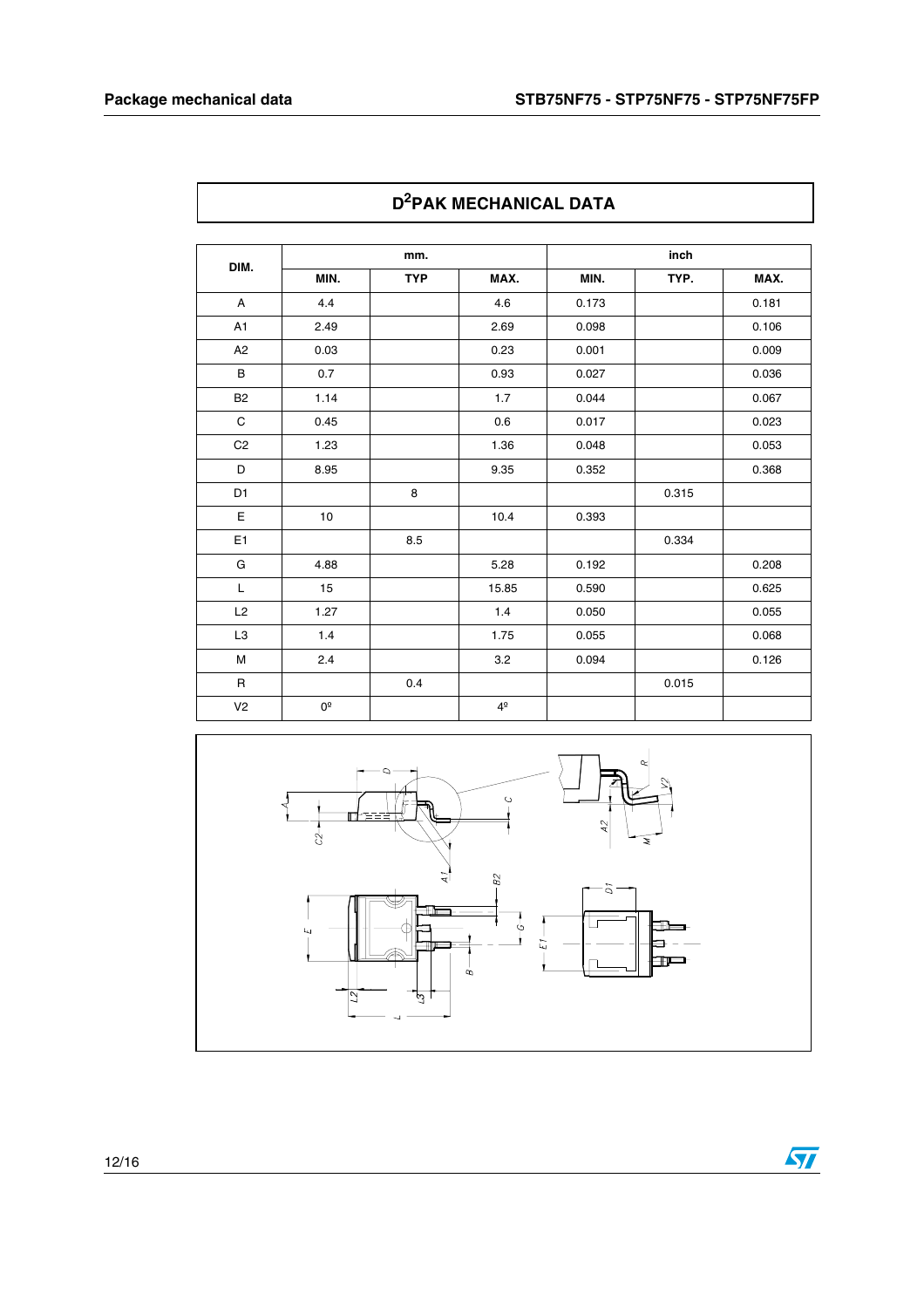## D²PAK MECHANICAL DATA

| DIM. | mm. | | | inch | | |
|---|---|---|---|---|---|---|
| | MIN. | TYP | MAX. | MIN. | TYP. | MAX. |
| A | 4.4 | | 4.6 | 0.173 | | 0.181 |
| A1 | 2.49 | | 2.69 | 0.098 | | 0.106 |
| A2 | 0.03 | | 0.23 | 0.001 | | 0.009 |
| B | 0.7 | | 0.93 | 0.027 | | 0.036 |
| B2 | 1.14 | | 1.7 | 0.044 | | 0.067 |
| C | 0.45 | | 0.6 | 0.017 | | 0.023 |
| C2 | 1.23 | | 1.36 | 0.048 | | 0.053 |
| D | 8.95 | | 9.35 | 0.352 | | 0.368 |
| D1 | | 8 | | | 0.315 | |
| E | 10 | | 10.4 | 0.393 | | |
| E1 | | 8.5 | | | 0.334 | |
| G | 4.88 | | 5.28 | 0.192 | | 0.208 |
| L | 15 | | 15.85 | 0.590 | | 0.625 |
| L2 | 1.27 | | 1.4 | 0.050 | | 0.055 |
| L3 | 1.4 | | 1.75 | 0.055 | | 0.068 |
| M | 2.4 | | 3.2 | 0.094 | | 0.126 |
| R | | 0.4 | | | 0.015 | |
| V2 | 0º | | 4º | | | |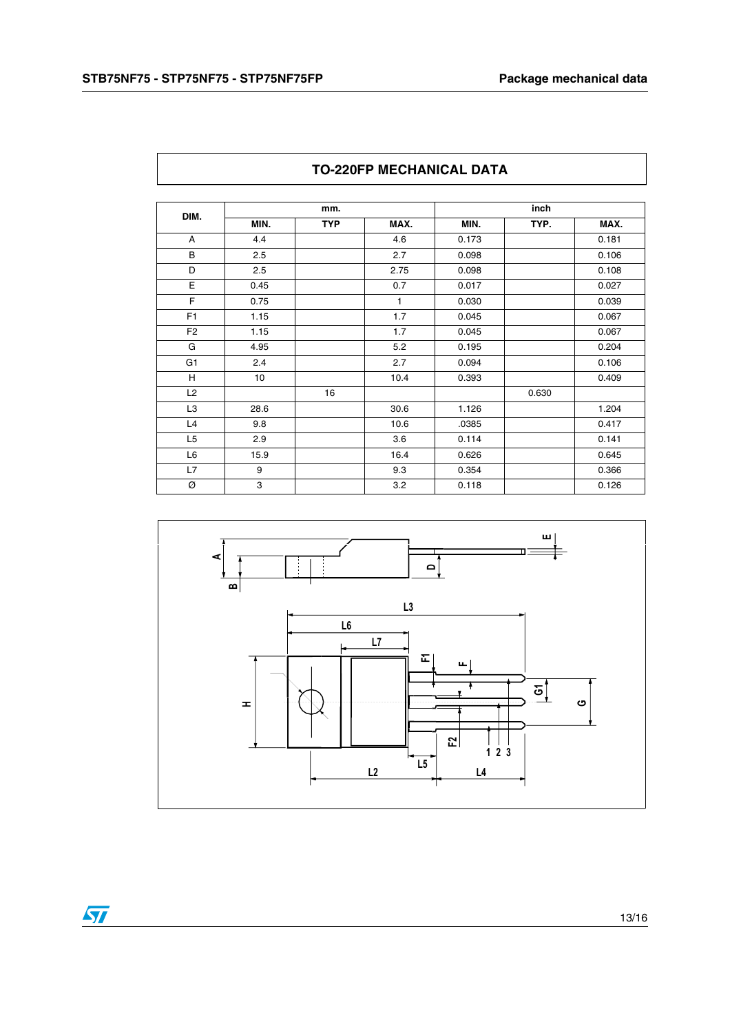## TO-220FP MECHANICAL DATA

| DIM. | mm. | | | inch | | |
|---|---|---|---|---|---|---|
| | MIN. | TYP | MAX. | MIN. | TYP. | MAX. |
| A | 4.4 | | 4.6 | 0.173 | | 0.181 |
| B | 2.5 | | 2.7 | 0.098 | | 0.106 |
| D | 2.5 | | 2.75 | 0.098 | | 0.108 |
| E | 0.45 | | 0.7 | 0.017 | | 0.027 |
| F | 0.75 | | 1 | 0.030 | | 0.039 |
| F1 | 1.15 | | 1.7 | 0.045 | | 0.067 |
| F2 | 1.15 | | 1.7 | 0.045 | | 0.067 |
| G | 4.95 | | 5.2 | 0.195 | | 0.204 |
| G1 | 2.4 | | 2.7 | 0.094 | | 0.106 |
| H | 10 | | 10.4 | 0.393 | | 0.409 |
| L2 | | 16 | | | 0.630 | |
| L3 | 28.6 | | 30.6 | 1.126 | | 1.204 |
| L4 | 9.8 | | 10.6 | .0385 | | 0.417 |
| L5 | 2.9 | | 3.6 | 0.114 | | 0.141 |
| L6 | 15.9 | | 16.4 | 0.626 | | 0.645 |
| L7 | 9 | | 9.3 | 0.354 | | 0.366 |
| Ø | 3 | | 3.2 | 0.118 | | 0.126 |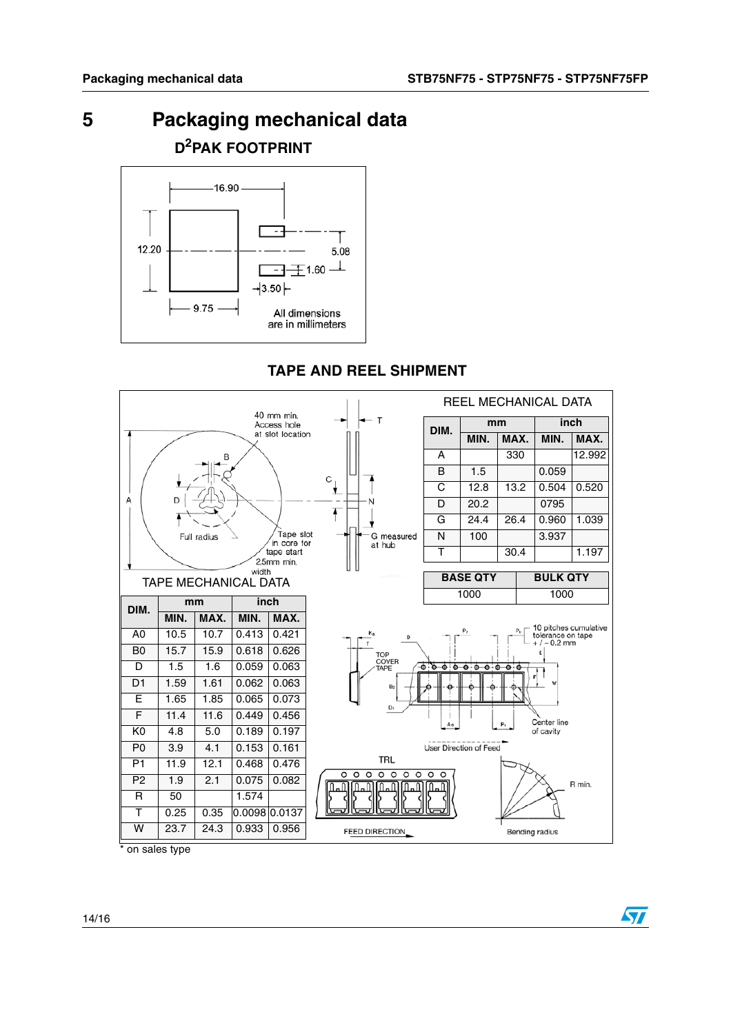# 5 Packaging mechanical data

## D²PAK FOOTPRINT

All dimensions are in millimeters

## TAPE AND REEL SHIPMENT

REEL MECHANICAL DATA

| DIM. | mm | | inch | |
|---|---|---|---|---|
| | MIN. | MAX. | MIN. | MAX. |
| A | | 330 | | 12.992 |
| B | 1.5 | | 0.059 | |
| C | 12.8 | 13.2 | 0.504 | 0.520 |
| D | 20.2 | | 0795 | |
| G | 24.4 | 26.4 | 0.960 | 1.039 |
| N | 100 | | 3.937 | |
| T | | 30.4 | | 1.197 |

| BASE QTY | BULK QTY |
|---|---|
| 1000 | 1000 |

TAPE MECHANICAL DATA

| DIM. | mm | | inch | |
|---|---|---|---|---|
| | MIN. | MAX. | MIN. | MAX. |
| A0 | 10.5 | 10.7 | 0.413 | 0.421 |
| B0 | 15.7 | 15.9 | 0.618 | 0.626 |
| D | 1.5 | 1.6 | 0.059 | 0.063 |
| D1 | 1.59 | 1.61 | 0.062 | 0.063 |
| E | 1.65 | 1.85 | 0.065 | 0.073 |
| F | 11.4 | 11.6 | 0.449 | 0.456 |
| K0 | 4.8 | 5.0 | 0.189 | 0.197 |
| P0 | 3.9 | 4.1 | 0.153 | 0.161 |
| P1 | 11.9 | 12.1 | 0.468 | 0.476 |
| P2 | 1.9 | 2.1 | 0.075 | 0.082 |
| R | 50 | | 1.574 | |
| T | 0.25 | 0.35 | 0.0098 | 0.0137 |
| W | 23.7 | 24.3 | 0.933 | 0.956 |

\* on sales type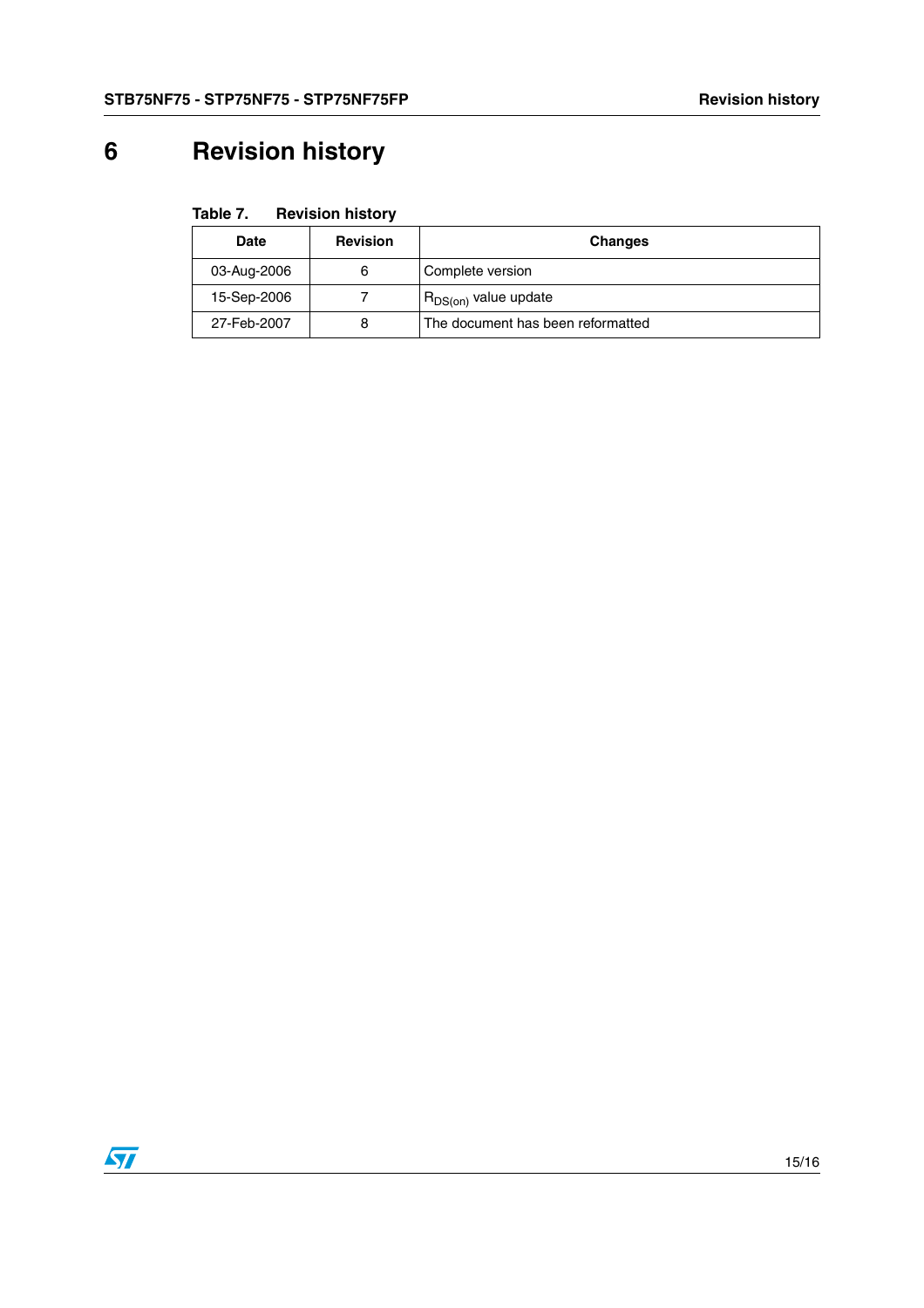# 6 Revision history

**Table 7. Revision history**

| Date | Revision | Changes |
|---|---|---|
| 03-Aug-2006 | 6 | Complete version |
| 15-Sep-2006 | 7 | $R_{DS(on)}$ value update |
| 27-Feb-2007 | 8 | The document has been reformatted |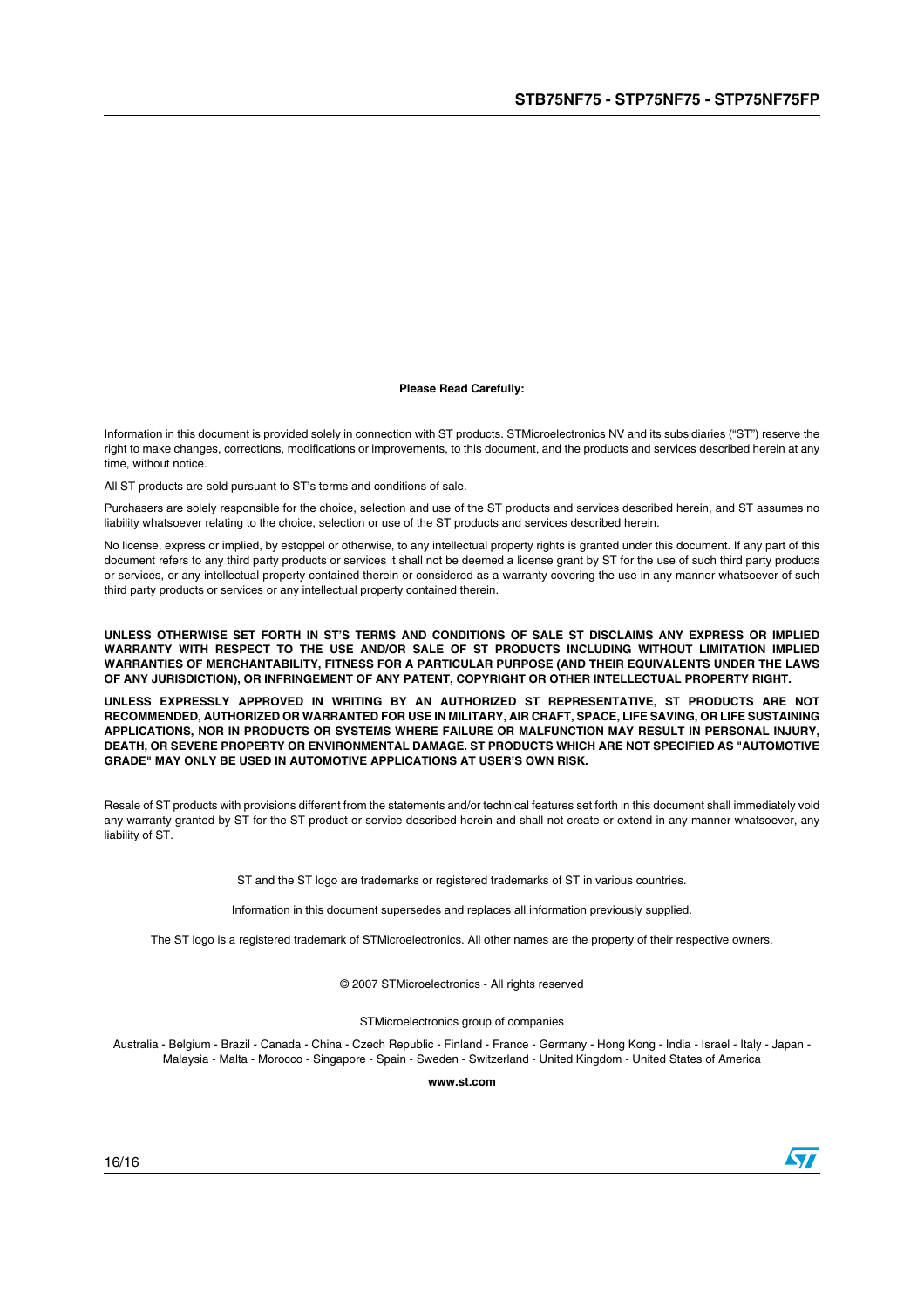**Please Read Carefully:**

Information in this document is provided solely in connection with ST products. STMicroelectronics NV and its subsidiaries ("ST") reserve the right to make changes, corrections, modifications or improvements, to this document, and the products and services described herein at any time, without notice.

All ST products are sold pursuant to ST's terms and conditions of sale.

Purchasers are solely responsible for the choice, selection and use of the ST products and services described herein, and ST assumes no liability whatsoever relating to the choice, selection or use of the ST products and services described herein.

No license, express or implied, by estoppel or otherwise, to any intellectual property rights is granted under this document. If any part of this document refers to any third party products or services it shall not be deemed a license grant by ST for the use of such third party products or services, or any intellectual property contained therein or considered as a warranty covering the use in any manner whatsoever of such third party products or services or any intellectual property contained therein.

**UNLESS OTHERWISE SET FORTH IN ST'S TERMS AND CONDITIONS OF SALE ST DISCLAIMS ANY EXPRESS OR IMPLIED WARRANTY WITH RESPECT TO THE USE AND/OR SALE OF ST PRODUCTS INCLUDING WITHOUT LIMITATION IMPLIED WARRANTIES OF MERCHANTABILITY, FITNESS FOR A PARTICULAR PURPOSE (AND THEIR EQUIVALENTS UNDER THE LAWS OF ANY JURISDICTION), OR INFRINGEMENT OF ANY PATENT, COPYRIGHT OR OTHER INTELLECTUAL PROPERTY RIGHT.**

**UNLESS EXPRESSLY APPROVED IN WRITING BY AN AUTHORIZED ST REPRESENTATIVE, ST PRODUCTS ARE NOT RECOMMENDED, AUTHORIZED OR WARRANTED FOR USE IN MILITARY, AIR CRAFT, SPACE, LIFE SAVING, OR LIFE SUSTAINING APPLICATIONS, NOR IN PRODUCTS OR SYSTEMS WHERE FAILURE OR MALFUNCTION MAY RESULT IN PERSONAL INJURY, DEATH, OR SEVERE PROPERTY OR ENVIRONMENTAL DAMAGE. ST PRODUCTS WHICH ARE NOT SPECIFIED AS "AUTOMOTIVE GRADE" MAY ONLY BE USED IN AUTOMOTIVE APPLICATIONS AT USER'S OWN RISK.**

Resale of ST products with provisions different from the statements and/or technical features set forth in this document shall immediately void any warranty granted by ST for the ST product or service described herein and shall not create or extend in any manner whatsoever, any liability of ST.

ST and the ST logo are trademarks or registered trademarks of ST in various countries.

Information in this document supersedes and replaces all information previously supplied.

The ST logo is a registered trademark of STMicroelectronics. All other names are the property of their respective owners.

© 2007 STMicroelectronics - All rights reserved

STMicroelectronics group of companies

Australia - Belgium - Brazil - Canada - China - Czech Republic - Finland - France - Germany - Hong Kong - India - Israel - Italy - Japan - Malaysia - Malta - Morocco - Singapore - Spain - Sweden - Switzerland - United Kingdom - United States of America

**www.st.com**